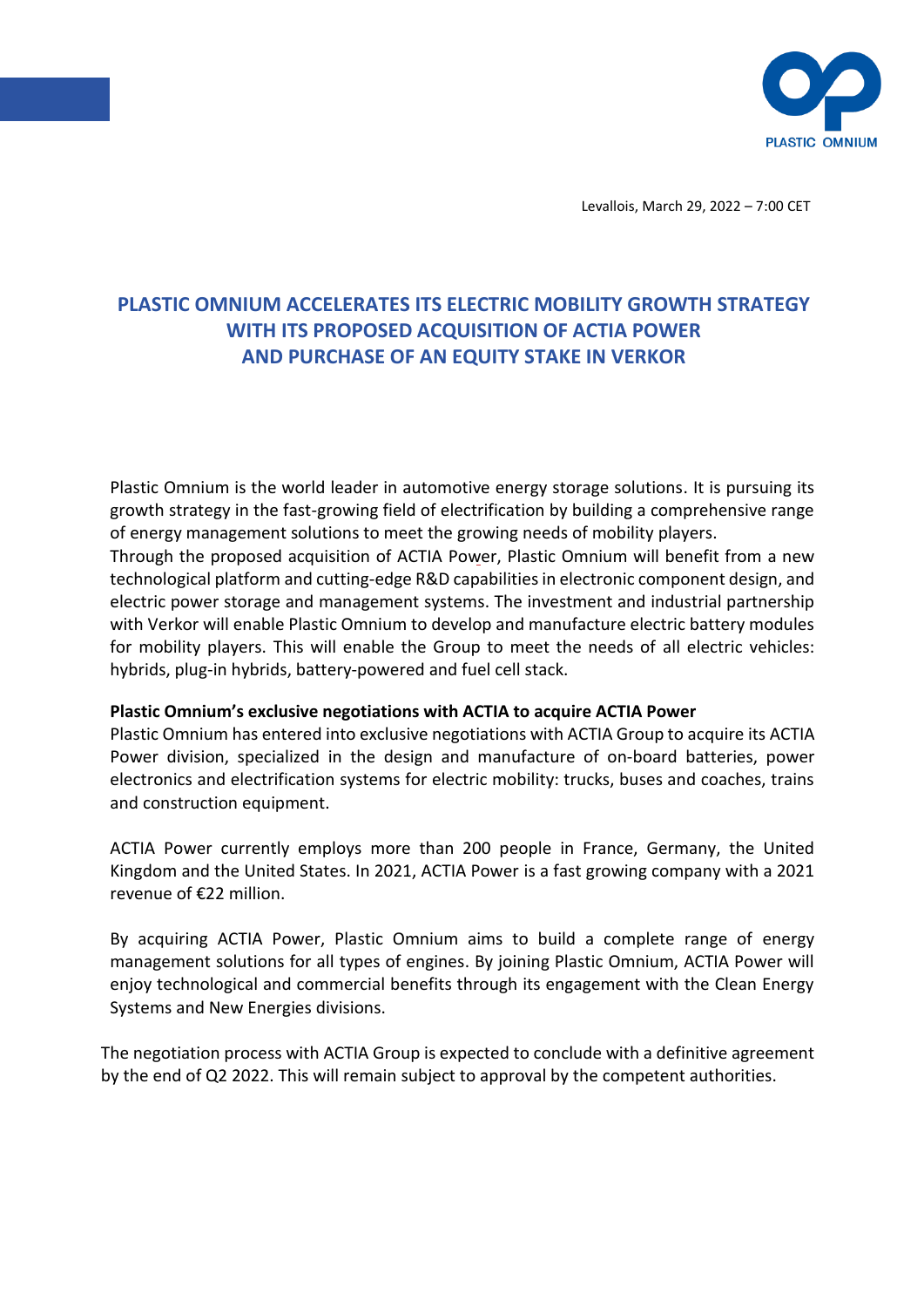PLASTIC OMNIUM

Levallois, March 29, 2022 – 7:00 CET

# PLASTIC OMNIUM ACCELERATES ITS ELECTRIC MOBILITY GROWTH STRATEGY WITH ITS PROPOSED ACQUISITION OF ACTIA POWER AND PURCHASE OF AN EQUITY STAKE IN VERKOR

Plastic Omnium is the world leader in automotive energy storage solutions. It is pursuing its growth strategy in the fast-growing field of electrification by building a comprehensive range of energy management solutions to meet the growing needs of mobility players.
Through the proposed acquisition of ACTIA Power, Plastic Omnium will benefit from a new technological platform and cutting-edge R&D capabilities in electronic component design, and electric power storage and management systems. The investment and industrial partnership with Verkor will enable Plastic Omnium to develop and manufacture electric battery modules for mobility players. This will enable the Group to meet the needs of all electric vehicles: hybrids, plug-in hybrids, battery-powered and fuel cell stack.

**Plastic Omnium's exclusive negotiations with ACTIA to acquire ACTIA Power**
Plastic Omnium has entered into exclusive negotiations with ACTIA Group to acquire its ACTIA Power division, specialized in the design and manufacture of on-board batteries, power electronics and electrification systems for electric mobility: trucks, buses and coaches, trains and construction equipment.

ACTIA Power currently employs more than 200 people in France, Germany, the United Kingdom and the United States. In 2021, ACTIA Power is a fast growing company with a 2021 revenue of €22 million.

By acquiring ACTIA Power, Plastic Omnium aims to build a complete range of energy management solutions for all types of engines. By joining Plastic Omnium, ACTIA Power will enjoy technological and commercial benefits through its engagement with the Clean Energy Systems and New Energies divisions.

The negotiation process with ACTIA Group is expected to conclude with a definitive agreement by the end of Q2 2022. This will remain subject to approval by the competent authorities.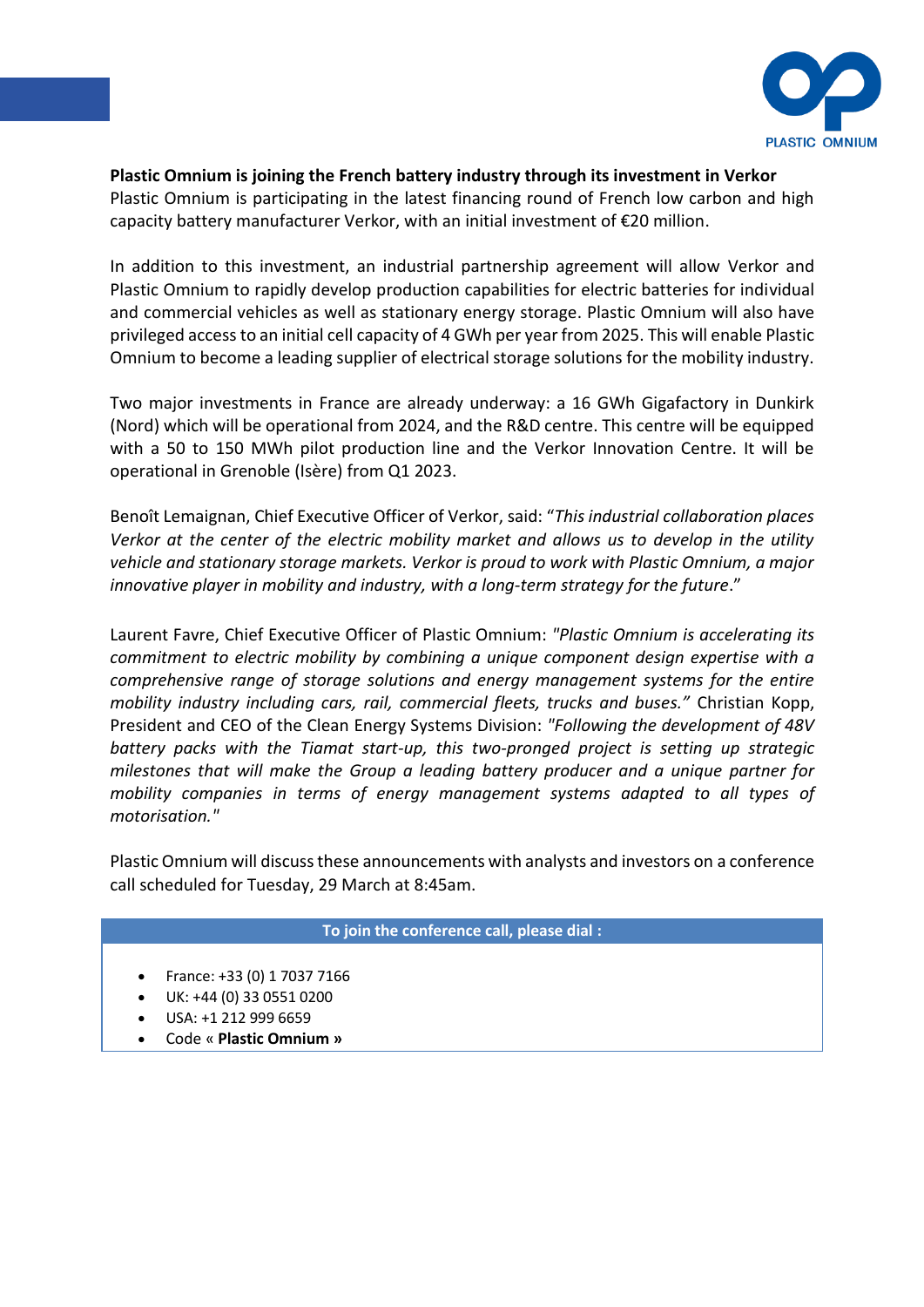**Plastic Omnium is joining the French battery industry through its investment in Verkor**

Plastic Omnium is participating in the latest financing round of French low carbon and high capacity battery manufacturer Verkor, with an initial investment of €20 million.

In addition to this investment, an industrial partnership agreement will allow Verkor and Plastic Omnium to rapidly develop production capabilities for electric batteries for individual and commercial vehicles as well as stationary energy storage. Plastic Omnium will also have privileged access to an initial cell capacity of 4 GWh per year from 2025. This will enable Plastic Omnium to become a leading supplier of electrical storage solutions for the mobility industry.

Two major investments in France are already underway: a 16 GWh Gigafactory in Dunkirk (Nord) which will be operational from 2024, and the R&D centre. This centre will be equipped with a 50 to 150 MWh pilot production line and the Verkor Innovation Centre. It will be operational in Grenoble (Isère) from Q1 2023.

Benoît Lemaignan, Chief Executive Officer of Verkor, said: "*This industrial collaboration places Verkor at the center of the electric mobility market and allows us to develop in the utility vehicle and stationary storage markets. Verkor is proud to work with Plastic Omnium, a major innovative player in mobility and industry, with a long-term strategy for the future*."

Laurent Favre, Chief Executive Officer of Plastic Omnium: *"Plastic Omnium is accelerating its commitment to electric mobility by combining a unique component design expertise with a comprehensive range of storage solutions and energy management systems for the entire mobility industry including cars, rail, commercial fleets, trucks and buses."* Christian Kopp, President and CEO of the Clean Energy Systems Division: *"Following the development of 48V battery packs with the Tiamat start-up, this two-pronged project is setting up strategic milestones that will make the Group a leading battery producer and a unique partner for mobility companies in terms of energy management systems adapted to all types of motorisation."*

Plastic Omnium will discuss these announcements with analysts and investors on a conference call scheduled for Tuesday, 29 March at 8:45am.

**To join the conference call, please dial :**

- France: +33 (0) 1 7037 7166
- UK: +44 (0) 33 0551 0200
- USA: +1 212 999 6659
- Code « **Plastic Omnium »**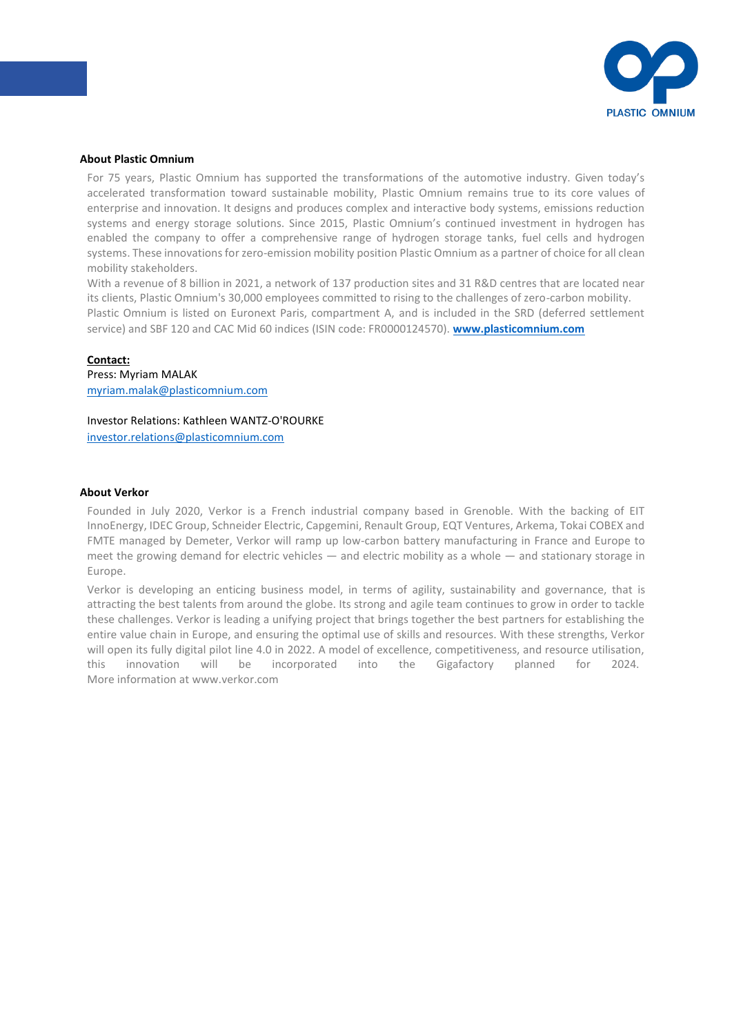## About Plastic Omnium

For 75 years, Plastic Omnium has supported the transformations of the automotive industry. Given today's accelerated transformation toward sustainable mobility, Plastic Omnium remains true to its core values of enterprise and innovation. It designs and produces complex and interactive body systems, emissions reduction systems and energy storage solutions. Since 2015, Plastic Omnium's continued investment in hydrogen has enabled the company to offer a comprehensive range of hydrogen storage tanks, fuel cells and hydrogen systems. These innovations for zero-emission mobility position Plastic Omnium as a partner of choice for all clean mobility stakeholders.

With a revenue of 8 billion in 2021, a network of 137 production sites and 31 R&D centres that are located near its clients, Plastic Omnium's 30,000 employees committed to rising to the challenges of zero-carbon mobility.

Plastic Omnium is listed on Euronext Paris, compartment A, and is included in the SRD (deferred settlement service) and SBF 120 and CAC Mid 60 indices (ISIN code: FR0000124570). **www.plasticomnium.com**

**Contact:**

Press: Myriam MALAK
myriam.malak@plasticomnium.com

Investor Relations: Kathleen WANTZ-O'ROURKE
investor.relations@plasticomnium.com

## About Verkor

Founded in July 2020, Verkor is a French industrial company based in Grenoble. With the backing of EIT InnoEnergy, IDEC Group, Schneider Electric, Capgemini, Renault Group, EQT Ventures, Arkema, Tokai COBEX and FMTE managed by Demeter, Verkor will ramp up low-carbon battery manufacturing in France and Europe to meet the growing demand for electric vehicles — and electric mobility as a whole — and stationary storage in Europe.

Verkor is developing an enticing business model, in terms of agility, sustainability and governance, that is attracting the best talents from around the globe. Its strong and agile team continues to grow in order to tackle these challenges. Verkor is leading a unifying project that brings together the best partners for establishing the entire value chain in Europe, and ensuring the optimal use of skills and resources. With these strengths, Verkor will open its fully digital pilot line 4.0 in 2022. A model of excellence, competitiveness, and resource utilisation, this innovation will be incorporated into the Gigafactory planned for 2024. More information at www.verkor.com